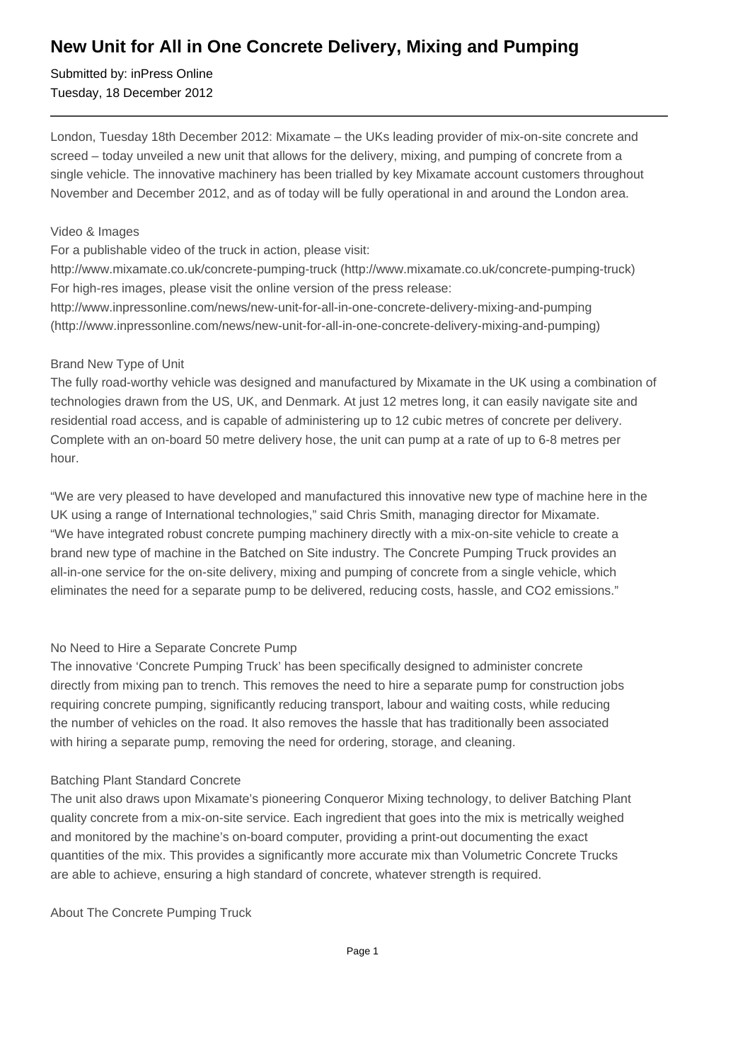# New Unit for All in One Concrete Delivery, Mixing and Pumping

Submitted by: inPress Online
Tuesday, 18 December 2012

---

London, Tuesday 18th December 2012: Mixamate – the UKs leading provider of mix-on-site concrete and screed – today unveiled a new unit that allows for the delivery, mixing, and pumping of concrete from a single vehicle. The innovative machinery has been trialled by key Mixamate account customers throughout November and December 2012, and as of today will be fully operational in and around the London area.

Video & Images

For a publishable video of the truck in action, please visit:
http://www.mixamate.co.uk/concrete-pumping-truck (http://www.mixamate.co.uk/concrete-pumping-truck)
For high-res images, please visit the online version of the press release:
http://www.inpressonline.com/news/new-unit-for-all-in-one-concrete-delivery-mixing-and-pumping (http://www.inpressonline.com/news/new-unit-for-all-in-one-concrete-delivery-mixing-and-pumping)

Brand New Type of Unit

The fully road-worthy vehicle was designed and manufactured by Mixamate in the UK using a combination of technologies drawn from the US, UK, and Denmark. At just 12 metres long, it can easily navigate site and residential road access, and is capable of administering up to 12 cubic metres of concrete per delivery. Complete with an on-board 50 metre delivery hose, the unit can pump at a rate of up to 6-8 metres per hour.

"We are very pleased to have developed and manufactured this innovative new type of machine here in the UK using a range of International technologies," said Chris Smith, managing director for Mixamate. "We have integrated robust concrete pumping machinery directly with a mix-on-site vehicle to create a brand new type of machine in the Batched on Site industry. The Concrete Pumping Truck provides an all-in-one service for the on-site delivery, mixing and pumping of concrete from a single vehicle, which eliminates the need for a separate pump to be delivered, reducing costs, hassle, and CO2 emissions."

No Need to Hire a Separate Concrete Pump

The innovative 'Concrete Pumping Truck' has been specifically designed to administer concrete directly from mixing pan to trench. This removes the need to hire a separate pump for construction jobs requiring concrete pumping, significantly reducing transport, labour and waiting costs, while reducing the number of vehicles on the road. It also removes the hassle that has traditionally been associated with hiring a separate pump, removing the need for ordering, storage, and cleaning.

Batching Plant Standard Concrete

The unit also draws upon Mixamate's pioneering Conqueror Mixing technology, to deliver Batching Plant quality concrete from a mix-on-site service. Each ingredient that goes into the mix is metrically weighed and monitored by the machine's on-board computer, providing a print-out documenting the exact quantities of the mix. This provides a significantly more accurate mix than Volumetric Concrete Trucks are able to achieve, ensuring a high standard of concrete, whatever strength is required.

About The Concrete Pumping Truck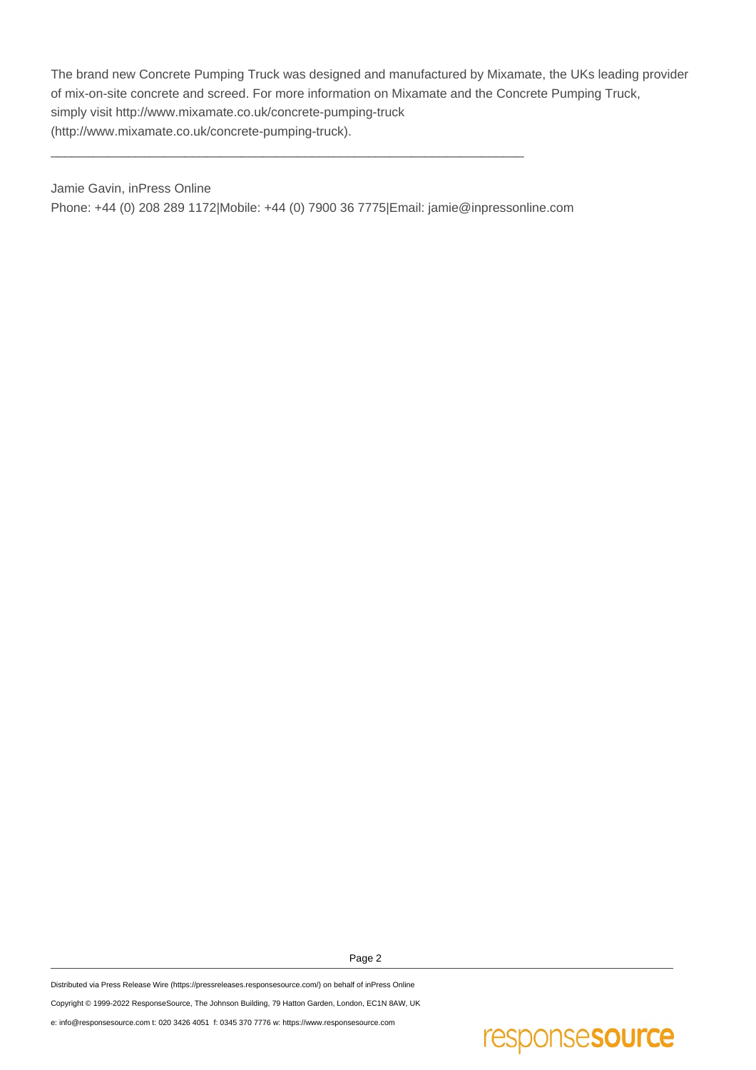The brand new Concrete Pumping Truck was designed and manufactured by Mixamate, the UKs leading provider of mix-on-site concrete and screed. For more information on Mixamate and the Concrete Pumping Truck, simply visit http://www.mixamate.co.uk/concrete-pumping-truck (http://www.mixamate.co.uk/concrete-pumping-truck).

---

Jamie Gavin, inPress Online
Phone: +44 (0) 208 289 1172|Mobile: +44 (0) 7900 36 7775|Email: jamie@inpressonline.com

Distributed via Press Release Wire (https://pressreleases.responsesource.com/) on behalf of inPress Online

Copyright © 1999-2022 ResponseSource, The Johnson Building, 79 Hatton Garden, London, EC1N 8AW, UK

e: info@responsesource.com t: 020 3426 4051 f: 0345 370 7776 w: https://www.responsesource.com